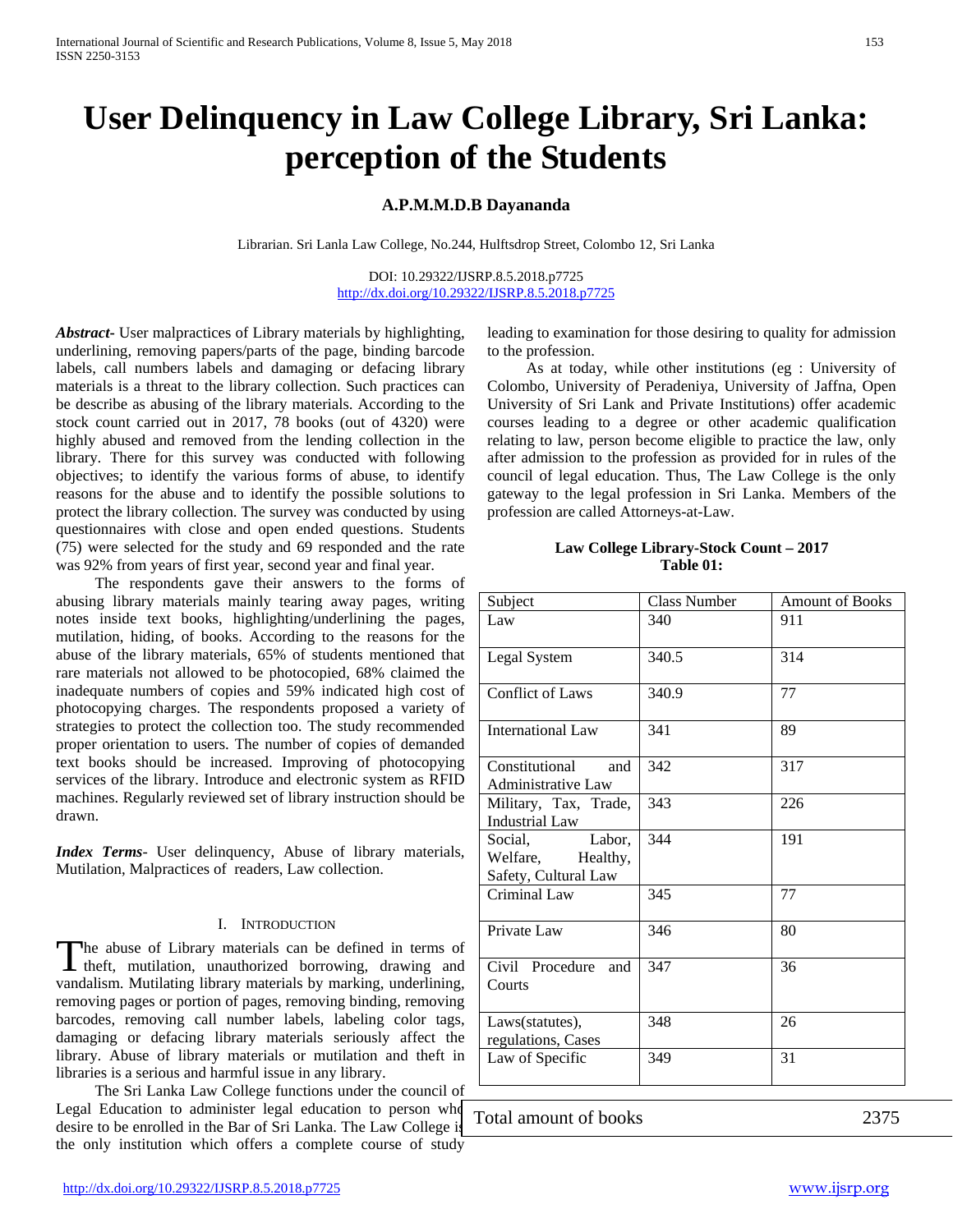# User Delinquency in Law College Library, Sri Lanka: perception of the Students

**A.P.M.M.D.B Dayananda**

Librarian. Sri Lanla Law College, No.244, Hulftsdrop Street, Colombo 12, Sri Lanka

DOI: 10.29322/IJSRP.8.5.2018.p7725
http://dx.doi.org/10.29322/IJSRP.8.5.2018.p7725

***Abstract***- User malpractices of Library materials by highlighting, underlining, removing papers/parts of the page, binding barcode labels, call numbers labels and damaging or defacing library materials is a threat to the library collection. Such practices can be describe as abusing of the library materials. According to the stock count carried out in 2017, 78 books (out of 4320) were highly abused and removed from the lending collection in the library. There for this survey was conducted with following objectives; to identify the various forms of abuse, to identify reasons for the abuse and to identify the possible solutions to protect the library collection. The survey was conducted by using questionnaires with close and open ended questions. Students (75) were selected for the study and 69 responded and the rate was 92% from years of first year, second year and final year.

The respondents gave their answers to the forms of abusing library materials mainly tearing away pages, writing notes inside text books, highlighting/underlining the pages, mutilation, hiding, of books. According to the reasons for the abuse of the library materials, 65% of students mentioned that rare materials not allowed to be photocopied, 68% claimed the inadequate numbers of copies and 59% indicated high cost of photocopying charges. The respondents proposed a variety of strategies to protect the collection too. The study recommended proper orientation to users. The number of copies of demanded text books should be increased. Improving of photocopying services of the library. Introduce and electronic system as RFID machines. Regularly reviewed set of library instruction should be drawn.

***Index Terms***- User delinquency, Abuse of library materials, Mutilation, Malpractices of readers, Law collection.

## I. Introduction

The abuse of Library materials can be defined in terms of theft, mutilation, unauthorized borrowing, drawing and vandalism. Mutilating library materials by marking, underlining, removing pages or portion of pages, removing binding, removing barcodes, removing call number labels, labeling color tags, damaging or defacing library materials seriously affect the library. Abuse of library materials or mutilation and theft in libraries is a serious and harmful issue in any library.

The Sri Lanka Law College functions under the council of Legal Education to administer legal education to person who desire to be enrolled in the Bar of Sri Lanka. The Law College is the only institution which offers a complete course of study leading to examination for those desiring to quality for admission to the profession.

As at today, while other institutions (eg : University of Colombo, University of Peradeniya, University of Jaffna, Open University of Sri Lank and Private Institutions) offer academic courses leading to a degree or other academic qualification relating to law, person become eligible to practice the law, only after admission to the profession as provided for in rules of the council of legal education. Thus, The Law College is the only gateway to the legal profession in Sri Lanka. Members of the profession are called Attorneys-at-Law.

**Law College Library-Stock Count – 2017**
**Table 01:**

| Subject | Class Number | Amount of Books |
|---|---|---|
| Law | 340 | 911 |
| Legal System | 340.5 | 314 |
| Conflict of Laws | 340.9 | 77 |
| International Law | 341 | 89 |
| Constitutional and Administrative Law | 342 | 317 |
| Military, Tax, Trade, Industrial Law | 343 | 226 |
| Social, Labor, Welfare, Healthy, Safety, Cultural Law | 344 | 191 |
| Criminal Law | 345 | 77 |
| Private Law | 346 | 80 |
| Civil Procedure and Courts | 347 | 36 |
| Laws(statutes), regulations, Cases | 348 | 26 |
| Law of Specific | 349 | 31 |
| Total amount of books | | 2375 |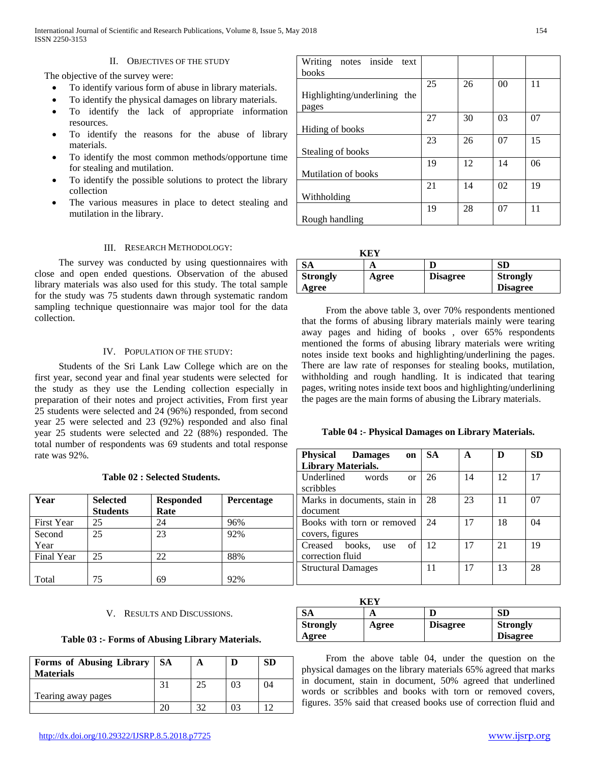## II. OBJECTIVES OF THE STUDY

The objective of the survey were:

- To identify various form of abuse in library materials.
- To identify the physical damages on library materials.
- To identify the lack of appropriate information resources.
- To identify the reasons for the abuse of library materials.
- To identify the most common methods/opportune time for stealing and mutilation.
- To identify the possible solutions to protect the library collection
- The various measures in place to detect stealing and mutilation in the library.

## III. RESEARCH METHODOLOGY:

The survey was conducted by using questionnaires with close and open ended questions. Observation of the abused library materials was also used for this study. The total sample for the study was 75 students dawn through systematic random sampling technique questionnaire was major tool for the data collection.

## IV. POPULATION OF THE STUDY:

Students of the Sri Lank Law College which are on the first year, second year and final year students were selected for the study as they use the Lending collection especially in preparation of their notes and project activities, From first year 25 students were selected and 24 (96%) responded, from second year 25 were selected and 23 (92%) responded and also final year 25 students were selected and 22 (88%) responded. The total number of respondents was 69 students and total response rate was 92%.

**Table 02 : Selected Students.**

| Year | Selected Students | Responded Rate | Percentage |
|---|---|---|---|
| First Year | 25 | 24 | 96% |
| Second Year | 25 | 23 | 92% |
| Final Year | 25 | 22 | 88% |
| Total | 75 | 69 | 92% |

## V. RESULTS AND DISCUSSIONS.

**Table 03 :- Forms of Abusing Library Materials.**

| Forms of Abusing Library Materials | SA | A | D | SD |
|---|---|---|---|---|
| Tearing away pages | 31 | 25 | 03 | 04 |
| Writing notes inside text books | 20 | 32 | 03 | 12 |
| Highlighting/underlining the pages | 25 | 26 | 00 | 11 |
| Hiding of books | 27 | 30 | 03 | 07 |
| Stealing of books | 23 | 26 | 07 | 15 |
| Mutilation of books | 19 | 12 | 14 | 06 |
| Withholding | 21 | 14 | 02 | 19 |
| Rough handling | 19 | 28 | 07 | 11 |

**KEY**

| SA | A | D | SD |
|---|---|---|---|
| Strongly Agree | Agree | Disagree | Strongly Disagree |

From the above table 3, over 70% respondents mentioned that the forms of abusing library materials mainly were tearing away pages and hiding of books , over 65% respondents mentioned the forms of abusing library materials were writing notes inside text books and highlighting/underlining the pages. There are law rate of responses for stealing books, mutilation, withholding and rough handling. It is indicated that tearing pages, writing notes inside text boos and highlighting/underlining the pages are the main forms of abusing the Library materials.

**Table 04 :- Physical Damages on Library Materials.**

| Physical Damages on Library Materials. | SA | A | D | SD |
|---|---|---|---|---|
| Underlined words or scribbles | 26 | 14 | 12 | 17 |
| Marks in documents, stain in document | 28 | 23 | 11 | 07 |
| Books with torn or removed covers, figures | 24 | 17 | 18 | 04 |
| Creased books, use of correction fluid | 12 | 17 | 21 | 19 |
| Structural Damages | 11 | 17 | 13 | 28 |

**KEY**

| SA | A | D | SD |
|---|---|---|---|
| Strongly Agree | Agree | Disagree | Strongly Disagree |

From the above table 04, under the question on the physical damages on the library materials 65% agreed that marks in document, stain in document, 50% agreed that underlined words or scribbles and books with torn or removed covers, figures. 35% said that creased books use of correction fluid and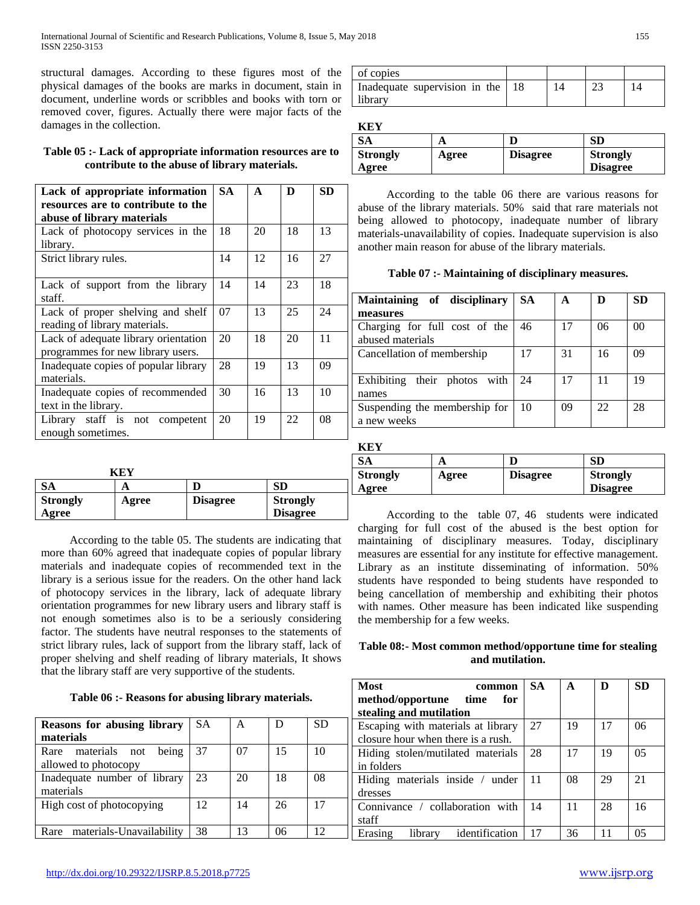structural damages. According to these figures most of the physical damages of the books are marks in document, stain in document, underline words or scribbles and books with torn or removed cover, figures. Actually there were major facts of the damages in the collection.

**Table 05 :- Lack of appropriate information resources are to contribute to the abuse of library materials.**

| Lack of appropriate information resources are to contribute to the abuse of library materials | SA | A | D | SD |
|---|---|---|---|---|
| Lack of photocopy services in the library. | 18 | 20 | 18 | 13 |
| Strict library rules. | 14 | 12 | 16 | 27 |
| Lack of support from the library staff. | 14 | 14 | 23 | 18 |
| Lack of proper shelving and shelf reading of library materials. | 07 | 13 | 25 | 24 |
| Lack of adequate library orientation programmes for new library users. | 20 | 18 | 20 | 11 |
| Inadequate copies of popular library materials. | 28 | 19 | 13 | 09 |
| Inadequate copies of recommended text in the library. | 30 | 16 | 13 | 10 |
| Library staff is not competent enough sometimes. | 20 | 19 | 22 | 08 |

**KEY**

| SA | A | D | SD |
|---|---|---|---|
| **Strongly Agree** | **Agree** | **Disagree** | **Strongly Disagree** |

According to the table 05. The students are indicating that more than 60% agreed that inadequate copies of popular library materials and inadequate copies of recommended text in the library is a serious issue for the readers. On the other hand lack of photocopy services in the library, lack of adequate library orientation programmes for new library users and library staff is not enough sometimes also is to be a seriously considering factor. The students have neutral responses to the statements of strict library rules, lack of support from the library staff, lack of proper shelving and shelf reading of library materials, It shows that the library staff are very supportive of the students.

**Table 06 :- Reasons for abusing library materials.**

| Reasons for abusing library materials | SA | A | D | SD |
|---|---|---|---|---|
| Rare materials not being allowed to photocopy | 37 | 07 | 15 | 10 |
| Inadequate number of library materials | 23 | 20 | 18 | 08 |
| High cost of photocopying | 12 | 14 | 26 | 17 |
| Rare materials-Unavailability of copies | 38 | 13 | 06 | 12 |
| Inadequate supervision in the library | 18 | 14 | 23 | 14 |

**KEY**

| SA | A | D | SD |
|---|---|---|---|
| **Strongly Agree** | **Agree** | **Disagree** | **Strongly Disagree** |

According to the table 06 there are various reasons for abuse of the library materials. 50% said that rare materials not being allowed to photocopy, inadequate number of library materials-unavailability of copies. Inadequate supervision is also another main reason for abuse of the library materials.

**Table 07 :- Maintaining of disciplinary measures.**

| Maintaining of disciplinary measures | SA | A | D | SD |
|---|---|---|---|---|
| Charging for full cost of the abused materials | 46 | 17 | 06 | 00 |
| Cancellation of membership | 17 | 31 | 16 | 09 |
| Exhibiting their photos with names | 24 | 17 | 11 | 19 |
| Suspending the membership for a new weeks | 10 | 09 | 22 | 28 |

**KEY**

| SA | A | D | SD |
|---|---|---|---|
| **Strongly Agree** | **Agree** | **Disagree** | **Strongly Disagree** |

According to the table 07, 46 students were indicated charging for full cost of the abused is the best option for maintaining of disciplinary measures. Today, disciplinary measures are essential for any institute for effective management. Library as an institute disseminating of information. 50% students have responded to being students have responded to being cancellation of membership and exhibiting their photos with names. Other measure has been indicated like suspending the membership for a few weeks.

**Table 08:- Most common method/opportune time for stealing and mutilation.**

| Most common method/opportune time for stealing and mutilation | SA | A | D | SD |
|---|---|---|---|---|
| Escaping with materials at library closure hour when there is a rush. | 27 | 19 | 17 | 06 |
| Hiding stolen/mutilated materials in folders | 28 | 17 | 19 | 05 |
| Hiding materials inside / under dresses | 11 | 08 | 29 | 21 |
| Connivance / collaboration with staff | 14 | 11 | 28 | 16 |
| Erasing library identification | 17 | 36 | 11 | 05 |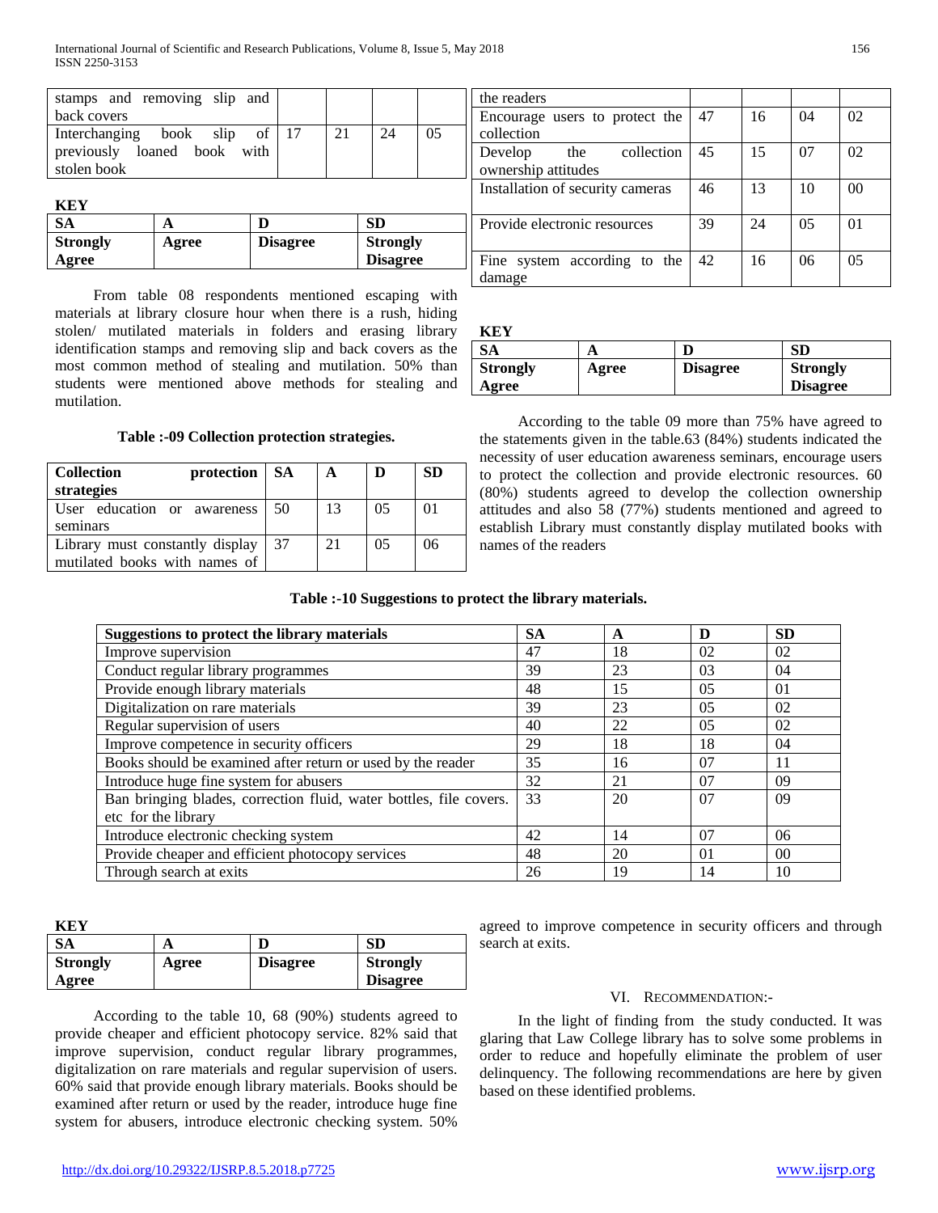| | SA | A | D | SD |
|---|---|---|---|---|
| stamps and removing slip and back covers | | | | |
| Interchanging book slip of previously loaned book with stolen book | 17 | 21 | 24 | 05 |

**KEY**

| SA | A | D | SD |
|---|---|---|---|
| **Strongly Agree** | **Agree** | **Disagree** | **Strongly Disagree** |

From table 08 respondents mentioned escaping with materials at library closure hour when there is a rush, hiding stolen/ mutilated materials in folders and erasing library identification stamps and removing slip and back covers as the most common method of stealing and mutilation. 50% than students were mentioned above methods for stealing and mutilation.

**Table :-09 Collection protection strategies.**

| Collection protection strategies | SA | A | D | SD |
|---|---|---|---|---|
| User education or awareness seminars | 50 | 13 | 05 | 01 |
| Library must constantly display mutilated books with names of the readers | 37 | 21 | 05 | 06 |
| Encourage users to protect the collection | 47 | 16 | 04 | 02 |
| Develop the collection ownership attitudes | 45 | 15 | 07 | 02 |
| Installation of security cameras | 46 | 13 | 10 | 00 |
| Provide electronic resources | 39 | 24 | 05 | 01 |
| Fine system according to the damage | 42 | 16 | 06 | 05 |

**KEY**

| SA | A | D | SD |
|---|---|---|---|
| **Strongly Agree** | **Agree** | **Disagree** | **Strongly Disagree** |

According to the table 09 more than 75% have agreed to the statements given in the table.63 (84%) students indicated the necessity of user education awareness seminars, encourage users to protect the collection and provide electronic resources. 60 (80%) students agreed to develop the collection ownership attitudes and also 58 (77%) students mentioned and agreed to establish Library must constantly display mutilated books with names of the readers

**Table :-10 Suggestions to protect the library materials.**

| Suggestions to protect the library materials | SA | A | D | SD |
|---|---|---|---|---|
| Improve supervision | 47 | 18 | 02 | 02 |
| Conduct regular library programmes | 39 | 23 | 03 | 04 |
| Provide enough library materials | 48 | 15 | 05 | 01 |
| Digitalization on rare materials | 39 | 23 | 05 | 02 |
| Regular supervision of users | 40 | 22 | 05 | 02 |
| Improve competence in security officers | 29 | 18 | 18 | 04 |
| Books should be examined after return or used by the reader | 35 | 16 | 07 | 11 |
| Introduce huge fine system for abusers | 32 | 21 | 07 | 09 |
| Ban bringing blades, correction fluid, water bottles, file covers. etc for the library | 33 | 20 | 07 | 09 |
| Introduce electronic checking system | 42 | 14 | 07 | 06 |
| Provide cheaper and efficient photocopy services | 48 | 20 | 01 | 00 |
| Through search at exits | 26 | 19 | 14 | 10 |

**KEY**

| SA | A | D | SD |
|---|---|---|---|
| **Strongly Agree** | **Agree** | **Disagree** | **Strongly Disagree** |

According to the table 10, 68 (90%) students agreed to provide cheaper and efficient photocopy service. 82% said that improve supervision, conduct regular library programmes, digitalization on rare materials and regular supervision of users. 60% said that provide enough library materials. Books should be examined after return or used by the reader, introduce huge fine system for abusers, introduce electronic checking system. 50% agreed to improve competence in security officers and through search at exits.

## VI. Recommendation:-

In the light of finding from the study conducted. It was glaring that Law College library has to solve some problems in order to reduce and hopefully eliminate the problem of user delinquency. The following recommendations are here by given based on these identified problems.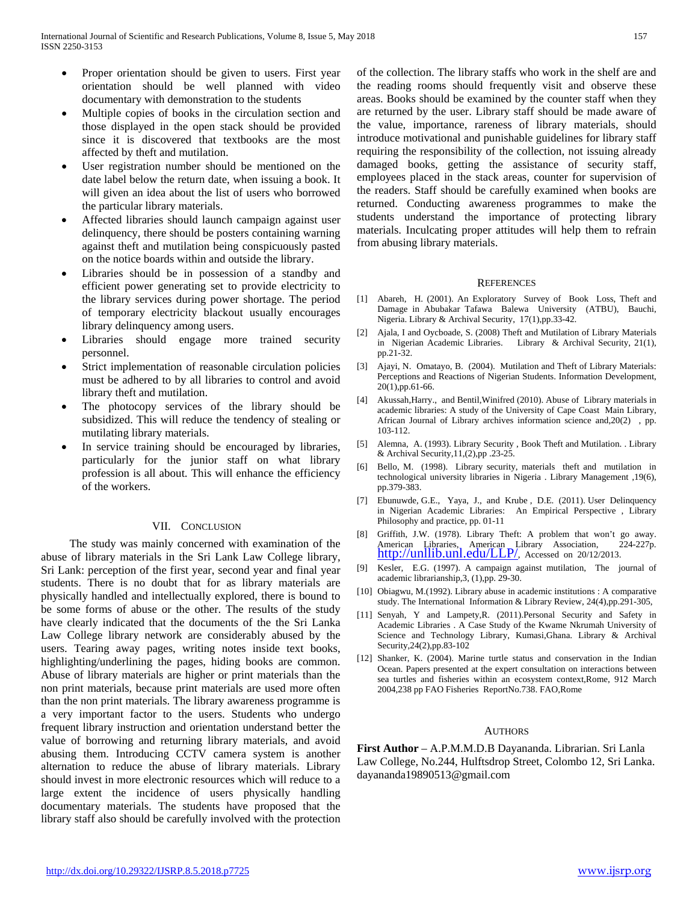- Proper orientation should be given to users. First year orientation should be well planned with video documentary with demonstration to the students
- Multiple copies of books in the circulation section and those displayed in the open stack should be provided since it is discovered that textbooks are the most affected by theft and mutilation.
- User registration number should be mentioned on the date label below the return date, when issuing a book. It will given an idea about the list of users who borrowed the particular library materials.
- Affected libraries should launch campaign against user delinquency, there should be posters containing warning against theft and mutilation being conspicuously pasted on the notice boards within and outside the library.
- Libraries should be in possession of a standby and efficient power generating set to provide electricity to the library services during power shortage. The period of temporary electricity blackout usually encourages library delinquency among users.
- Libraries should engage more trained security personnel.
- Strict implementation of reasonable circulation policies must be adhered to by all libraries to control and avoid library theft and mutilation.
- The photocopy services of the library should be subsidized. This will reduce the tendency of stealing or mutilating library materials.
- In service training should be encouraged by libraries, particularly for the junior staff on what library profession is all about. This will enhance the efficiency of the workers.

## VII. Conclusion

The study was mainly concerned with examination of the abuse of library materials in the Sri Lank Law College library, Sri Lank: perception of the first year, second year and final year students. There is no doubt that for as library materials are physically handled and intellectually explored, there is bound to be some forms of abuse or the other. The results of the study have clearly indicated that the documents of the the Sri Lanka Law College library network are considerably abused by the users. Tearing away pages, writing notes inside text books, highlighting/underlining the pages, hiding books are common. Abuse of library materials are higher or print materials than the non print materials, because print materials are used more often than the non print materials. The library awareness programme is a very important factor to the users. Students who undergo frequent library instruction and orientation understand better the value of borrowing and returning library materials, and avoid abusing them. Introducing CCTV camera system is another alternation to reduce the abuse of library materials. Library should invest in more electronic resources which will reduce to a large extent the incidence of users physically handling documentary materials. The students have proposed that the library staff also should be carefully involved with the protection of the collection. The library staffs who work in the shelf are and the reading rooms should frequently visit and observe these areas. Books should be examined by the counter staff when they are returned by the user. Library staff should be made aware of the value, importance, rareness of library materials, should introduce motivational and punishable guidelines for library staff requiring the responsibility of the collection, not issuing already damaged books, getting the assistance of security staff, employees placed in the stack areas, counter for supervision of the readers. Staff should be carefully examined when books are returned. Conducting awareness programmes to make the students understand the importance of protecting library materials. Inculcating proper attitudes will help them to refrain from abusing library materials.

## References

[1] Abareh, H. (2001). An Exploratory Survey of Book Loss, Theft and Damage in Abubakar Tafawa Balewa University (ATBU), Bauchi, Nigeria. Library & Archival Security, 17(1),pp.33-42.

[2] Ajala, I and Oycboade, S. (2008) Theft and Mutilation of Library Materials in Nigerian Academic Libraries. Library & Archival Security, 21(1), pp.21-32.

[3] Ajayi, N. Omatayo, B. (2004). Mutilation and Theft of Library Materials: Perceptions and Reactions of Nigerian Students. Information Development, 20(1),pp.61-66.

[4] Akussah,Harry., and Bentil,Winifred (2010). Abuse of Library materials in academic libraries: A study of the University of Cape Coast Main Library, African Journal of Library archives information science and,20(2) , pp. 103-112.

[5] Alemna, A. (1993). Library Security , Book Theft and Mutilation. . Library & Archival Security,11,(2),pp .23-25.

[6] Bello, M. (1998). Library security, materials theft and mutilation in technological university libraries in Nigeria . Library Management ,19(6), pp.379-383.

[7] Ebunuwde, G.E., Yaya, J., and Krube , D.E. (2011). User Delinquency in Nigerian Academic Libraries: An Empirical Perspective , Library Philosophy and practice, pp. 01-11

[8] Griffith, J.W. (1978). Library Theft: A problem that won't go away. American Libraries, American Library Association, 224-227p. http://unllib.unl.edu/LLP/, Accessed on 20/12/2013.

[9] Kesler, E.G. (1997). A campaign against mutilation, The journal of academic librarianship,3, (1),pp. 29-30.

[10] Obiagwu, M.(1992). Library abuse in academic institutions : A comparative study. The International Information & Library Review, 24(4),pp.291-305,

[11] Senyah, Y and Lampety,R. (2011).Personal Security and Safety in Academic Libraries . A Case Study of the Kwame Nkrumah University of Science and Technology Library, Kumasi,Ghana. Library & Archival Security,24(2),pp.83-102

[12] Shanker, K. (2004). Marine turtle status and conservation in the Indian Ocean. Papers presented at the expert consultation on interactions between sea turtles and fisheries within an ecosystem context,Rome, 912 March 2004,238 pp FAO Fisheries ReportNo.738. FAO,Rome

## Authors

**First Author** – A.P.M.M.D.B Dayananda. Librarian. Sri Lanla Law College, No.244, Hulftsdrop Street, Colombo 12, Sri Lanka. dayananda19890513@gmail.com